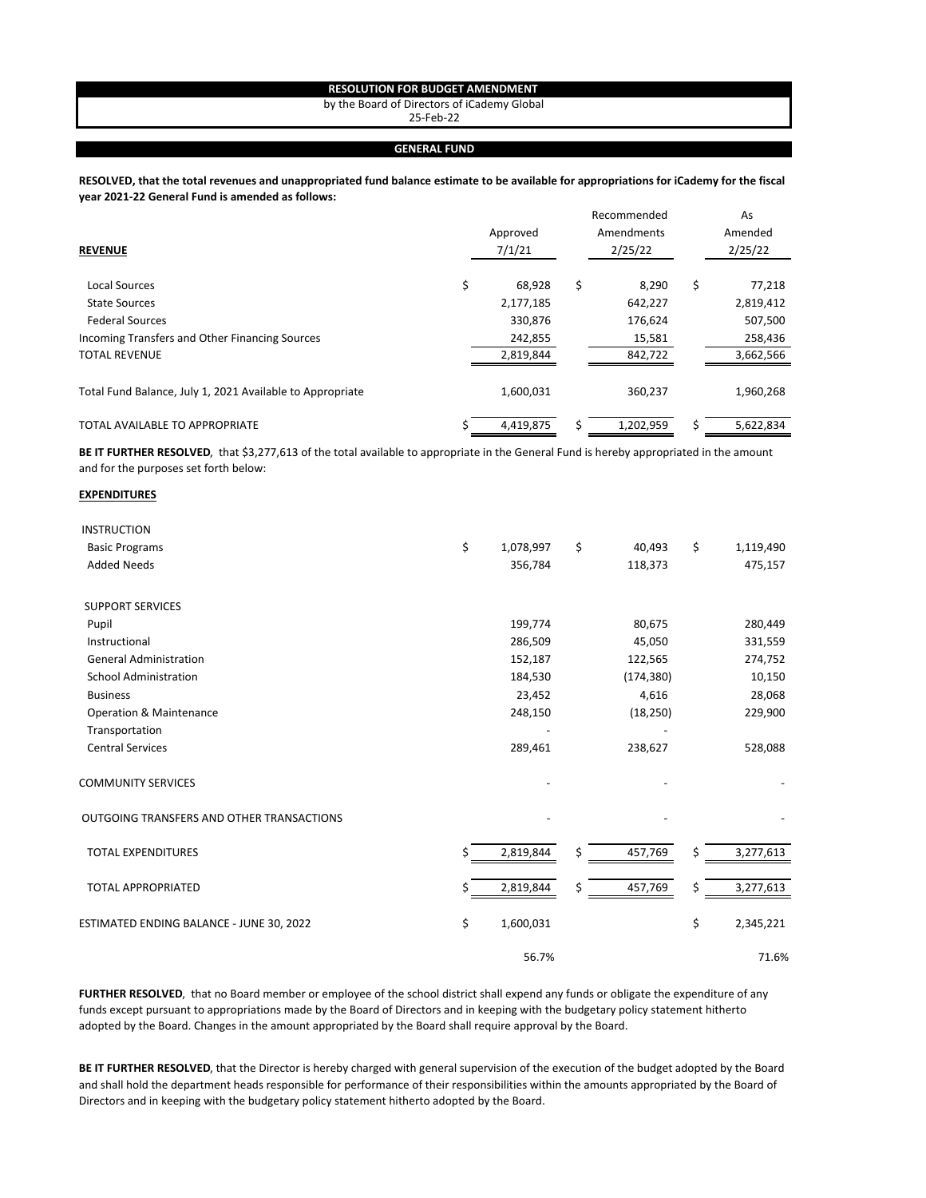**RESOLUTION FOR BUDGET AMENDMENT**

by the Board of Directors of iCademy Global

25-Feb-22

**GENERAL FUND**

**RESOLVED, that the total revenues and unappropriated fund balance estimate to be available for appropriations for iCademy for the fiscal year 2021-22 General Fund is amended as follows:**

| **REVENUE** | Approved 7/1/21 | Recommended Amendments 2/25/22 | As Amended 2/25/22 |
|---|---|---|---|
| Local Sources | $ 68,928 | $ 8,290 | $ 77,218 |
| State Sources | 2,177,185 | 642,227 | 2,819,412 |
| Federal Sources | 330,876 | 176,624 | 507,500 |
| Incoming Transfers and Other Financing Sources | 242,855 | 15,581 | 258,436 |
| TOTAL REVENUE | 2,819,844 | 842,722 | 3,662,566 |
| Total Fund Balance, July 1, 2021 Available to Appropriate | 1,600,031 | 360,237 | 1,960,268 |
| TOTAL AVAILABLE TO APPROPRIATE | $ 4,419,875 | $ 1,202,959 | $ 5,622,834 |

**BE IT FURTHER RESOLVED**, that $3,277,613 of the total available to appropriate in the General Fund is hereby appropriated in the amount and for the purposes set forth below:

| **EXPENDITURES** | Approved 7/1/21 | Recommended Amendments 2/25/22 | As Amended 2/25/22 |
|---|---|---|---|
| INSTRUCTION | | | |
| Basic Programs | $ 1,078,997 | $ 40,493 | $ 1,119,490 |
| Added Needs | 356,784 | 118,373 | 475,157 |
| SUPPORT SERVICES | | | |
| Pupil | 199,774 | 80,675 | 280,449 |
| Instructional | 286,509 | 45,050 | 331,559 |
| General Administration | 152,187 | 122,565 | 274,752 |
| School Administration | 184,530 | (174,380) | 10,150 |
| Business | 23,452 | 4,616 | 28,068 |
| Operation & Maintenance | 248,150 | (18,250) | 229,900 |
| Transportation | - | - | |
| Central Services | 289,461 | 238,627 | 528,088 |
| COMMUNITY SERVICES | - | - | - |
| OUTGOING TRANSFERS AND OTHER TRANSACTIONS | - | - | - |
| TOTAL EXPENDITURES | $ 2,819,844 | $ 457,769 | $ 3,277,613 |
| TOTAL APPROPRIATED | $ 2,819,844 | $ 457,769 | $ 3,277,613 |
| ESTIMATED ENDING BALANCE - JUNE 30, 2022 | $ 1,600,031 | | $ 2,345,221 |
| | 56.7% | | 71.6% |

**FURTHER RESOLVED**, that no Board member or employee of the school district shall expend any funds or obligate the expenditure of any funds except pursuant to appropriations made by the Board of Directors and in keeping with the budgetary policy statement hitherto adopted by the Board. Changes in the amount appropriated by the Board shall require approval by the Board.

**BE IT FURTHER RESOLVED**, that the Director is hereby charged with general supervision of the execution of the budget adopted by the Board and shall hold the department heads responsible for performance of their responsibilities within the amounts appropriated by the Board of Directors and in keeping with the budgetary policy statement hitherto adopted by the Board.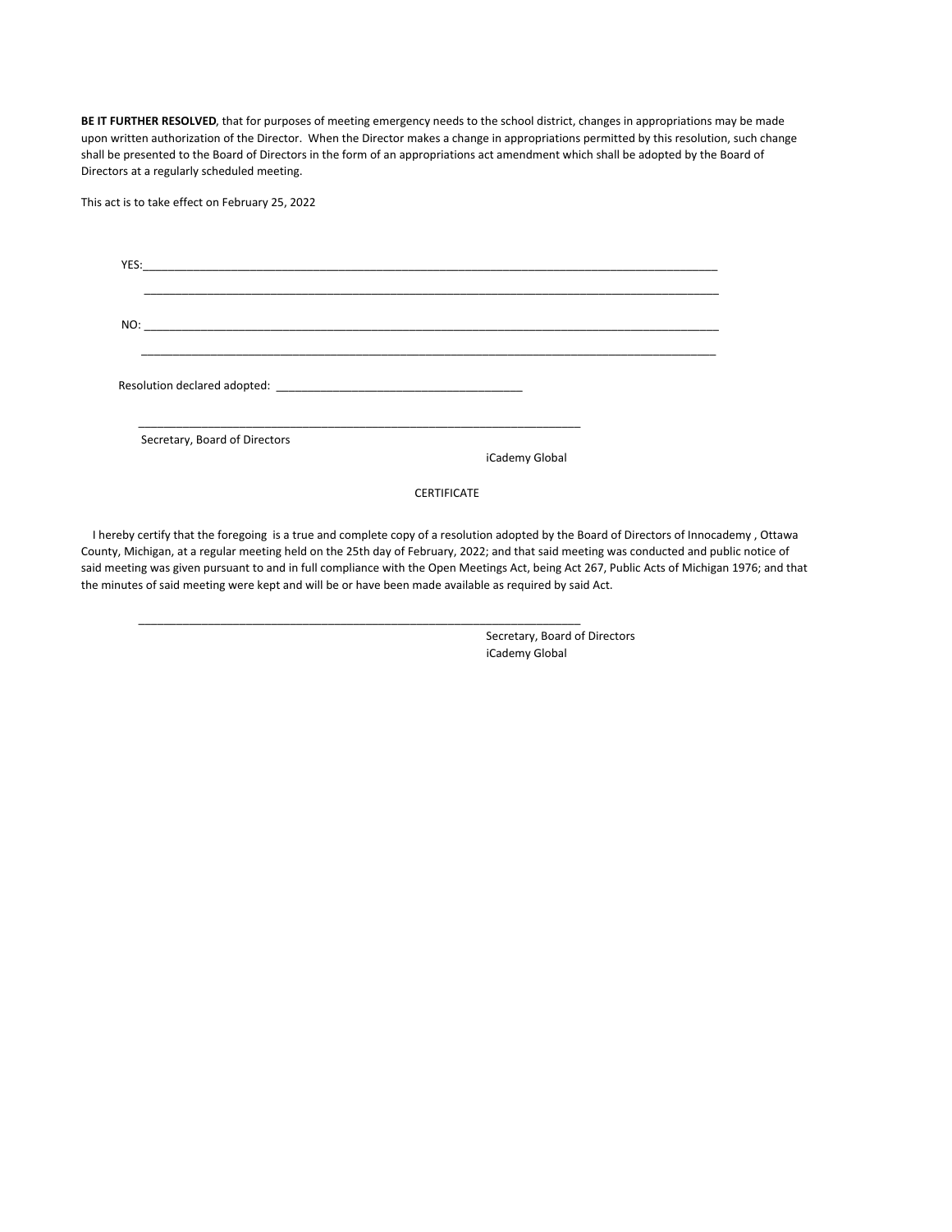**BE IT FURTHER RESOLVED**, that for purposes of meeting emergency needs to the school district, changes in appropriations may be made upon written authorization of the Director. When the Director makes a change in appropriations permitted by this resolution, such change shall be presented to the Board of Directors in the form of an appropriations act amendment which shall be adopted by the Board of Directors at a regularly scheduled meeting.

This act is to take effect on February 25, 2022

YES:_______________________________________________________________________________________

_______________________________________________________________________________________

NO: _______________________________________________________________________________________

_______________________________________________________________________________________

Resolution declared adopted: ______________________________________

_______________________________________________________________________
Secretary, Board of Directors

iCademy Global

CERTIFICATE

I hereby certify that the foregoing is a true and complete copy of a resolution adopted by the Board of Directors of Innocademy , Ottawa County, Michigan, at a regular meeting held on the 25th day of February, 2022; and that said meeting was conducted and public notice of said meeting was given pursuant to and in full compliance with the Open Meetings Act, being Act 267, Public Acts of Michigan 1976; and that the minutes of said meeting were kept and will be or have been made available as required by said Act.

_______________________________________________________________________

Secretary, Board of Directors
iCademy Global